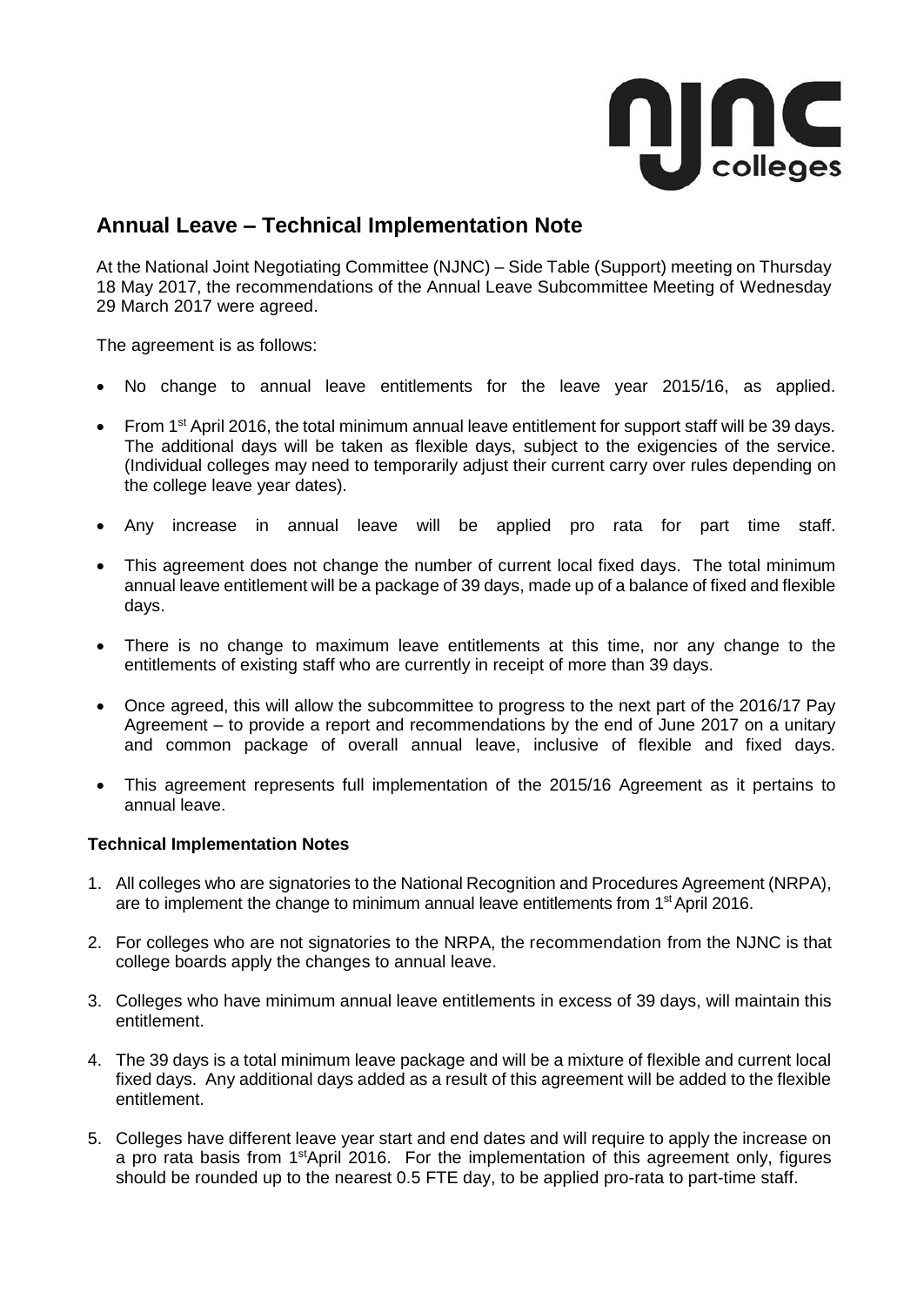# Annual Leave – Technical Implementation Note

At the National Joint Negotiating Committee (NJNC) – Side Table (Support) meeting on Thursday 18 May 2017, the recommendations of the Annual Leave Subcommittee Meeting of Wednesday 29 March 2017 were agreed.

The agreement is as follows:

- No change to annual leave entitlements for the leave year 2015/16, as applied.
- From 1st April 2016, the total minimum annual leave entitlement for support staff will be 39 days. The additional days will be taken as flexible days, subject to the exigencies of the service. (Individual colleges may need to temporarily adjust their current carry over rules depending on the college leave year dates).
- Any increase in annual leave will be applied pro rata for part time staff.
- This agreement does not change the number of current local fixed days. The total minimum annual leave entitlement will be a package of 39 days, made up of a balance of fixed and flexible days.
- There is no change to maximum leave entitlements at this time, nor any change to the entitlements of existing staff who are currently in receipt of more than 39 days.
- Once agreed, this will allow the subcommittee to progress to the next part of the 2016/17 Pay Agreement – to provide a report and recommendations by the end of June 2017 on a unitary and common package of overall annual leave, inclusive of flexible and fixed days.
- This agreement represents full implementation of the 2015/16 Agreement as it pertains to annual leave.

### Technical Implementation Notes

1. All colleges who are signatories to the National Recognition and Procedures Agreement (NRPA), are to implement the change to minimum annual leave entitlements from 1st April 2016.
2. For colleges who are not signatories to the NRPA, the recommendation from the NJNC is that college boards apply the changes to annual leave.
3. Colleges who have minimum annual leave entitlements in excess of 39 days, will maintain this entitlement.
4. The 39 days is a total minimum leave package and will be a mixture of flexible and current local fixed days. Any additional days added as a result of this agreement will be added to the flexible entitlement.
5. Colleges have different leave year start and end dates and will require to apply the increase on a pro rata basis from 1st April 2016. For the implementation of this agreement only, figures should be rounded up to the nearest 0.5 FTE day, to be applied pro-rata to part-time staff.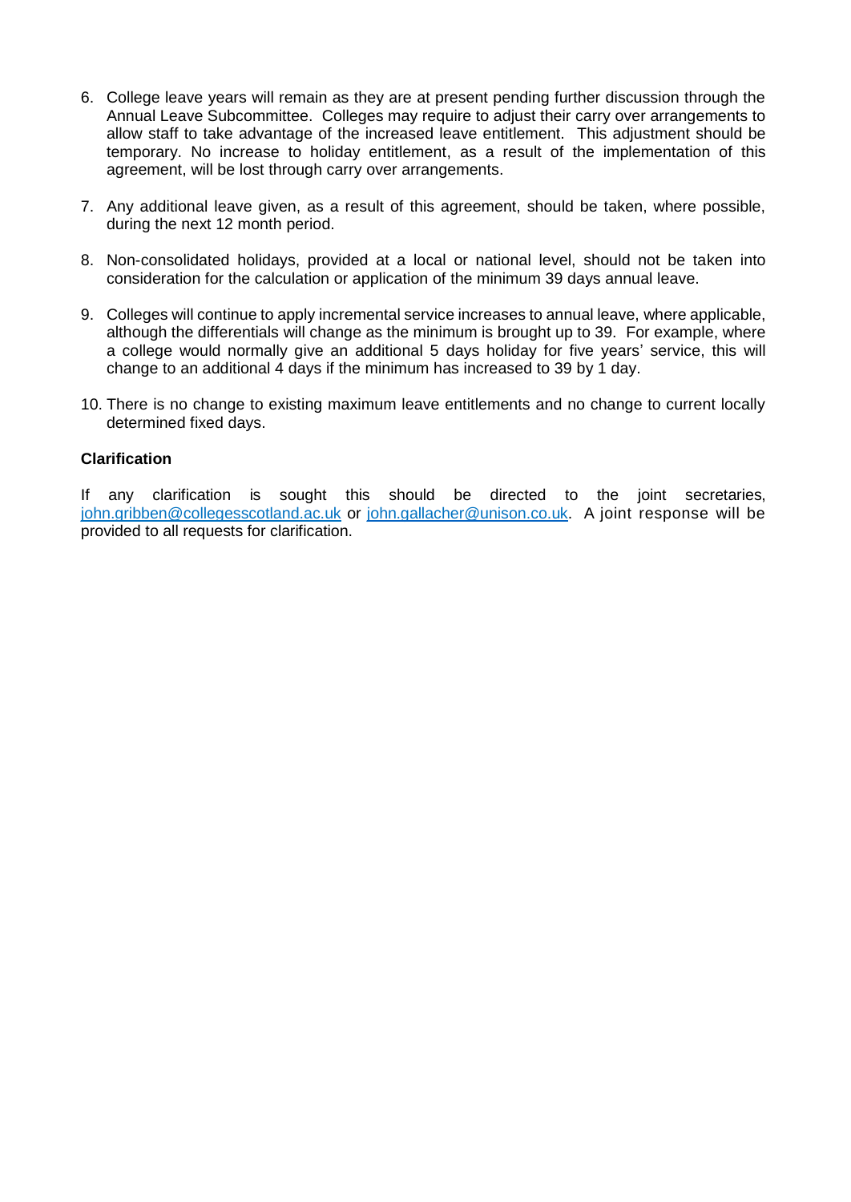6. College leave years will remain as they are at present pending further discussion through the Annual Leave Subcommittee. Colleges may require to adjust their carry over arrangements to allow staff to take advantage of the increased leave entitlement. This adjustment should be temporary. No increase to holiday entitlement, as a result of the implementation of this agreement, will be lost through carry over arrangements.

7. Any additional leave given, as a result of this agreement, should be taken, where possible, during the next 12 month period.

8. Non-consolidated holidays, provided at a local or national level, should not be taken into consideration for the calculation or application of the minimum 39 days annual leave.

9. Colleges will continue to apply incremental service increases to annual leave, where applicable, although the differentials will change as the minimum is brought up to 39. For example, where a college would normally give an additional 5 days holiday for five years' service, this will change to an additional 4 days if the minimum has increased to 39 by 1 day.

10. There is no change to existing maximum leave entitlements and no change to current locally determined fixed days.

**Clarification**

If any clarification is sought this should be directed to the joint secretaries, john.gribben@collegesscotland.ac.uk or john.gallacher@unison.co.uk. A joint response will be provided to all requests for clarification.